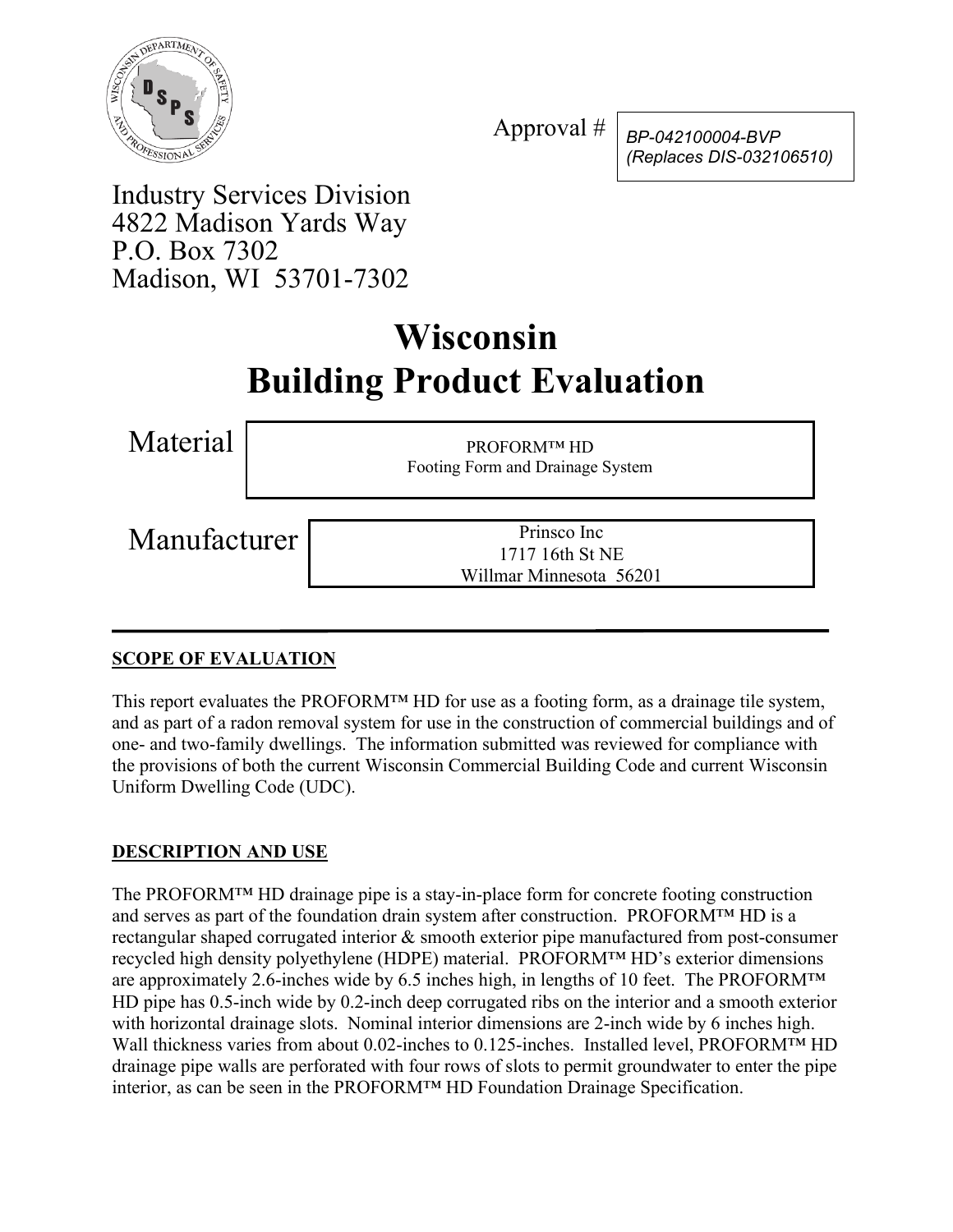Approval # BP-042100004-BVP (Replaces DIS-032106510)

Industry Services Division
4822 Madison Yards Way
P.O. Box 7302
Madison, WI 53701-7302

# Wisconsin Building Product Evaluation

**Material**

PROFORM™ HD
Footing Form and Drainage System

**Manufacturer**

Prinsco Inc
1717 16th St NE
Willmar Minnesota 56201

---

## SCOPE OF EVALUATION

This report evaluates the PROFORM™ HD for use as a footing form, as a drainage tile system, and as part of a radon removal system for use in the construction of commercial buildings and of one- and two-family dwellings. The information submitted was reviewed for compliance with the provisions of both the current Wisconsin Commercial Building Code and current Wisconsin Uniform Dwelling Code (UDC).

## DESCRIPTION AND USE

The PROFORM™ HD drainage pipe is a stay-in-place form for concrete footing construction and serves as part of the foundation drain system after construction. PROFORM™ HD is a rectangular shaped corrugated interior & smooth exterior pipe manufactured from post-consumer recycled high density polyethylene (HDPE) material. PROFORM™ HD's exterior dimensions are approximately 2.6-inches wide by 6.5 inches high, in lengths of 10 feet. The PROFORM™ HD pipe has 0.5-inch wide by 0.2-inch deep corrugated ribs on the interior and a smooth exterior with horizontal drainage slots. Nominal interior dimensions are 2-inch wide by 6 inches high. Wall thickness varies from about 0.02-inches to 0.125-inches. Installed level, PROFORM™ HD drainage pipe walls are perforated with four rows of slots to permit groundwater to enter the pipe interior, as can be seen in the PROFORM™ HD Foundation Drainage Specification.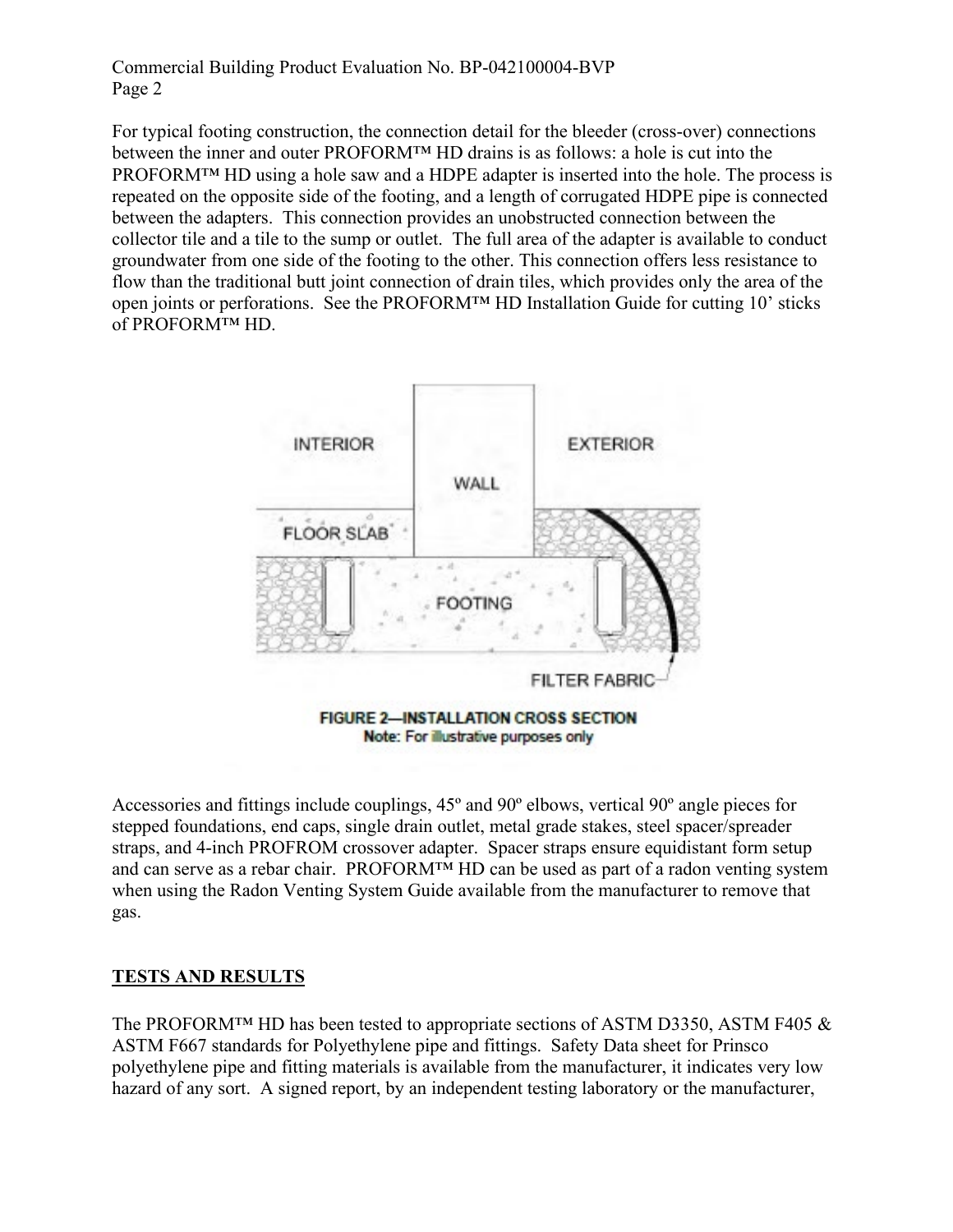For typical footing construction, the connection detail for the bleeder (cross-over) connections between the inner and outer PROFORM™ HD drains is as follows: a hole is cut into the PROFORM™ HD using a hole saw and a HDPE adapter is inserted into the hole. The process is repeated on the opposite side of the footing, and a length of corrugated HDPE pipe is connected between the adapters. This connection provides an unobstructed connection between the collector tile and a tile to the sump or outlet. The full area of the adapter is available to conduct groundwater from one side of the footing to the other. This connection offers less resistance to flow than the traditional butt joint connection of drain tiles, which provides only the area of the open joints or perforations. See the PROFORM™ HD Installation Guide for cutting 10' sticks of PROFORM™ HD.

**FIGURE 2—INSTALLATION CROSS SECTION**
Note: For illustrative purposes only

Accessories and fittings include couplings, 45º and 90º elbows, vertical 90º angle pieces for stepped foundations, end caps, single drain outlet, metal grade stakes, steel spacer/spreader straps, and 4-inch PROFROM crossover adapter. Spacer straps ensure equidistant form setup and can serve as a rebar chair. PROFORM™ HD can be used as part of a radon venting system when using the Radon Venting System Guide available from the manufacturer to remove that gas.

## TESTS AND RESULTS

The PROFORM™ HD has been tested to appropriate sections of ASTM D3350, ASTM F405 & ASTM F667 standards for Polyethylene pipe and fittings. Safety Data sheet for Prinsco polyethylene pipe and fitting materials is available from the manufacturer, it indicates very low hazard of any sort. A signed report, by an independent testing laboratory or the manufacturer,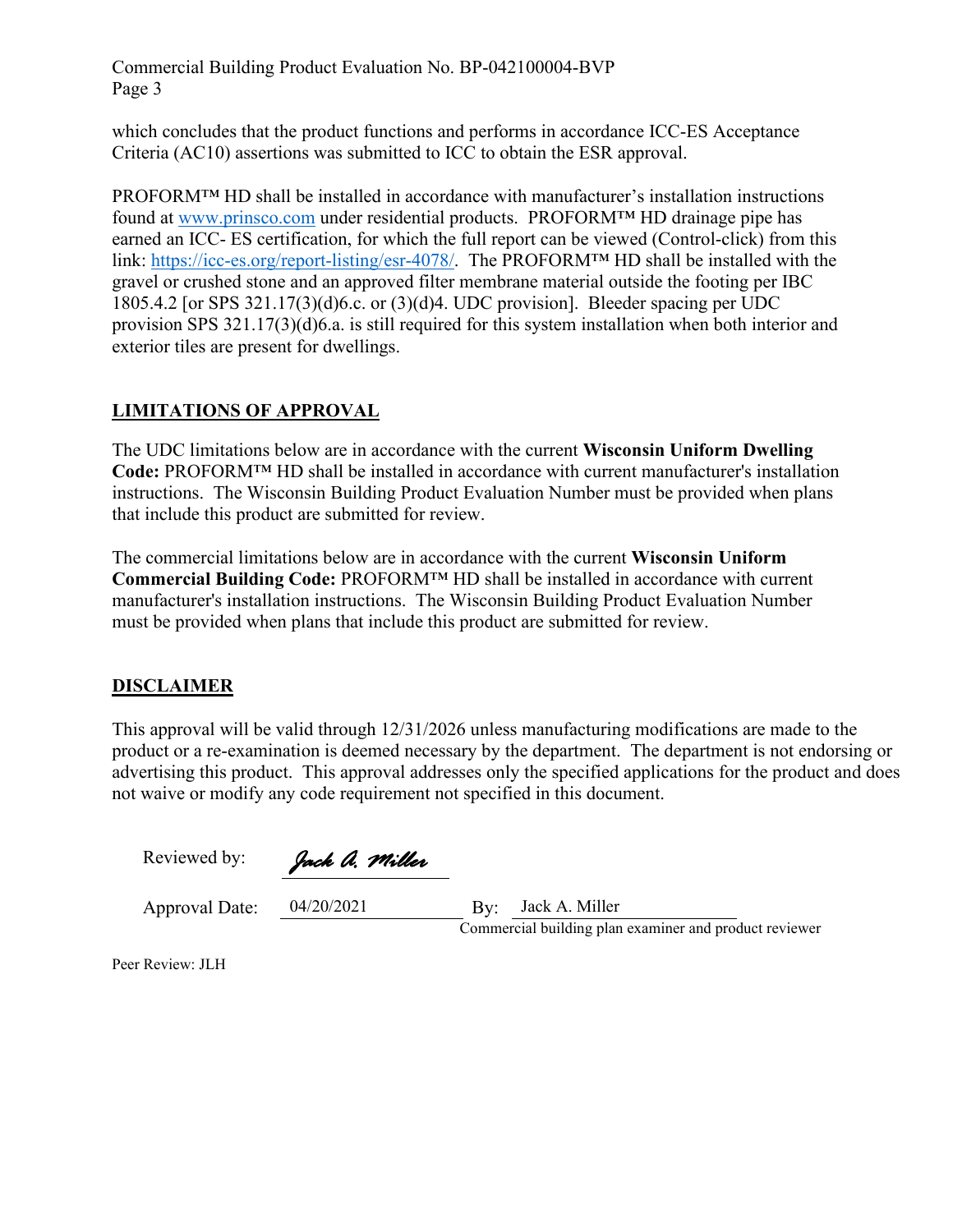which concludes that the product functions and performs in accordance ICC-ES Acceptance Criteria (AC10) assertions was submitted to ICC to obtain the ESR approval.

PROFORM™ HD shall be installed in accordance with manufacturer's installation instructions found at [www.prinsco.com](www.prinsco.com) under residential products. PROFORM™ HD drainage pipe has earned an ICC- ES certification, for which the full report can be viewed (Control-click) from this link: [https://icc-es.org/report-listing/esr-4078/](https://icc-es.org/report-listing/esr-4078/). The PROFORM™ HD shall be installed with the gravel or crushed stone and an approved filter membrane material outside the footing per IBC 1805.4.2 [or SPS 321.17(3)(d)6.c. or (3)(d)4. UDC provision]. Bleeder spacing per UDC provision SPS 321.17(3)(d)6.a. is still required for this system installation when both interior and exterior tiles are present for dwellings.

## LIMITATIONS OF APPROVAL

The UDC limitations below are in accordance with the current **Wisconsin Uniform Dwelling Code:** PROFORM™ HD shall be installed in accordance with current manufacturer's installation instructions. The Wisconsin Building Product Evaluation Number must be provided when plans that include this product are submitted for review.

The commercial limitations below are in accordance with the current **Wisconsin Uniform Commercial Building Code:** PROFORM™ HD shall be installed in accordance with current manufacturer's installation instructions. The Wisconsin Building Product Evaluation Number must be provided when plans that include this product are submitted for review.

## DISCLAIMER

This approval will be valid through 12/31/2026 unless manufacturing modifications are made to the product or a re-examination is deemed necessary by the department. The department is not endorsing or advertising this product. This approval addresses only the specified applications for the product and does not waive or modify any code requirement not specified in this document.

Reviewed by: *Jack A. Miller*

Approval Date: 04/20/2021 By: Jack A. Miller
Commercial building plan examiner and product reviewer

Peer Review: JLH